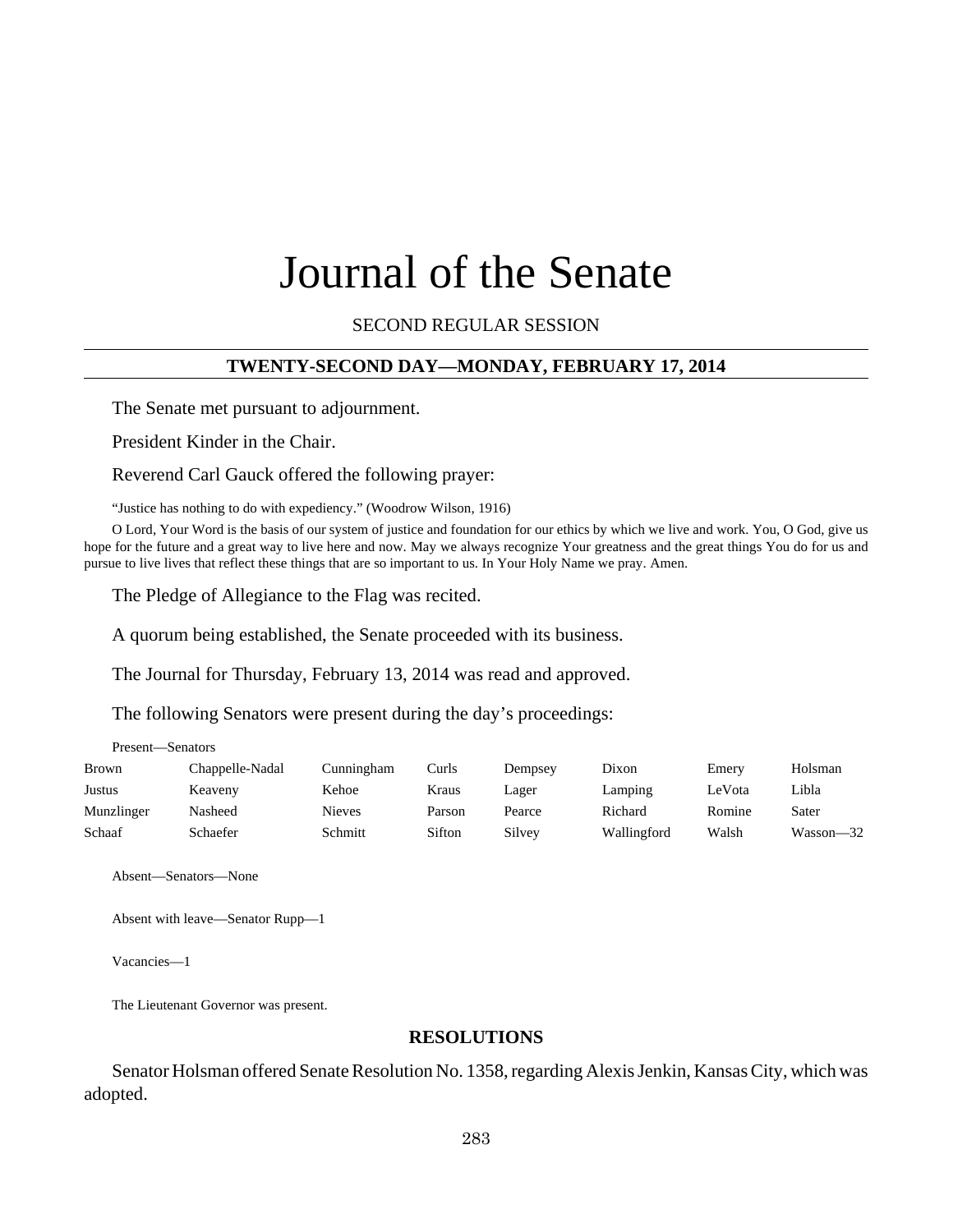# Journal of the Senate

SECOND REGULAR SESSION

## TWENTY-SECOND DAY—MONDAY, FEBRUARY 17, 2014

The Senate met pursuant to adjournment.

President Kinder in the Chair.

Reverend Carl Gauck offered the following prayer:

"Justice has nothing to do with expediency." (Woodrow Wilson, 1916)

O Lord, Your Word is the basis of our system of justice and foundation for our ethics by which we live and work. You, O God, give us hope for the future and a great way to live here and now. May we always recognize Your greatness and the great things You do for us and pursue to live lives that reflect these things that are so important to us. In Your Holy Name we pray. Amen.

The Pledge of Allegiance to the Flag was recited.

A quorum being established, the Senate proceeded with its business.

The Journal for Thursday, February 13, 2014 was read and approved.

The following Senators were present during the day's proceedings:

Present—Senators

| | | | | | | | |
|---|---|---|---|---|---|---|---|
| Brown | Chappelle-Nadal | Cunningham | Curls | Dempsey | Dixon | Emery | Holsman |
| Justus | Keaveny | Kehoe | Kraus | Lager | Lamping | LeVota | Libla |
| Munzlinger | Nasheed | Nieves | Parson | Pearce | Richard | Romine | Sater |
| Schaaf | Schaefer | Schmitt | Sifton | Silvey | Wallingford | Walsh | Wasson—32 |

Absent—Senators—None

Absent with leave—Senator Rupp—1

Vacancies—1

The Lieutenant Governor was present.

## RESOLUTIONS

Senator Holsman offered Senate Resolution No. 1358, regarding Alexis Jenkin, Kansas City, which was adopted.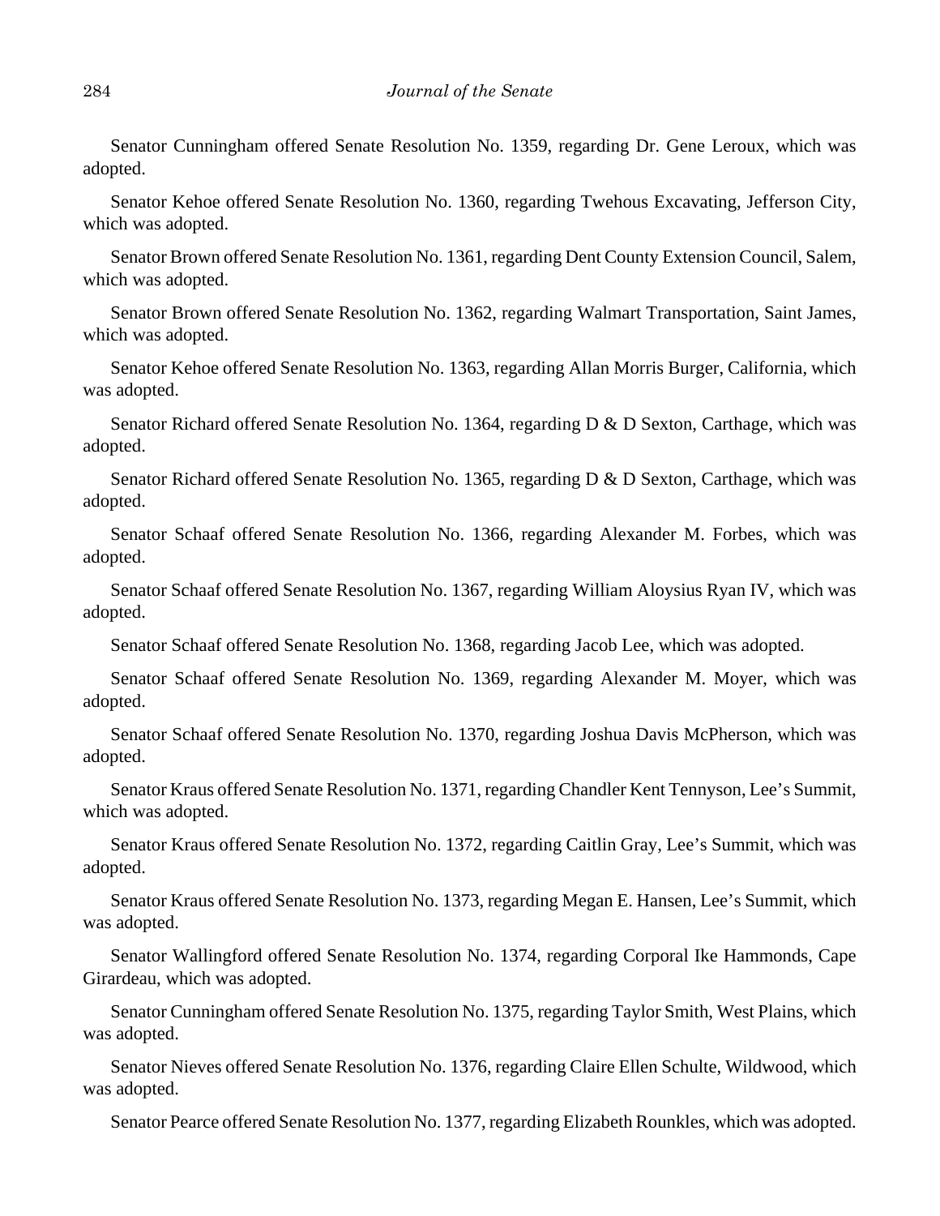Senator Cunningham offered Senate Resolution No. 1359, regarding Dr. Gene Leroux, which was adopted.

Senator Kehoe offered Senate Resolution No. 1360, regarding Twehous Excavating, Jefferson City, which was adopted.

Senator Brown offered Senate Resolution No. 1361, regarding Dent County Extension Council, Salem, which was adopted.

Senator Brown offered Senate Resolution No. 1362, regarding Walmart Transportation, Saint James, which was adopted.

Senator Kehoe offered Senate Resolution No. 1363, regarding Allan Morris Burger, California, which was adopted.

Senator Richard offered Senate Resolution No. 1364, regarding D & D Sexton, Carthage, which was adopted.

Senator Richard offered Senate Resolution No. 1365, regarding D & D Sexton, Carthage, which was adopted.

Senator Schaaf offered Senate Resolution No. 1366, regarding Alexander M. Forbes, which was adopted.

Senator Schaaf offered Senate Resolution No. 1367, regarding William Aloysius Ryan IV, which was adopted.

Senator Schaaf offered Senate Resolution No. 1368, regarding Jacob Lee, which was adopted.

Senator Schaaf offered Senate Resolution No. 1369, regarding Alexander M. Moyer, which was adopted.

Senator Schaaf offered Senate Resolution No. 1370, regarding Joshua Davis McPherson, which was adopted.

Senator Kraus offered Senate Resolution No. 1371, regarding Chandler Kent Tennyson, Lee's Summit, which was adopted.

Senator Kraus offered Senate Resolution No. 1372, regarding Caitlin Gray, Lee's Summit, which was adopted.

Senator Kraus offered Senate Resolution No. 1373, regarding Megan E. Hansen, Lee's Summit, which was adopted.

Senator Wallingford offered Senate Resolution No. 1374, regarding Corporal Ike Hammonds, Cape Girardeau, which was adopted.

Senator Cunningham offered Senate Resolution No. 1375, regarding Taylor Smith, West Plains, which was adopted.

Senator Nieves offered Senate Resolution No. 1376, regarding Claire Ellen Schulte, Wildwood, which was adopted.

Senator Pearce offered Senate Resolution No. 1377, regarding Elizabeth Rounkles, which was adopted.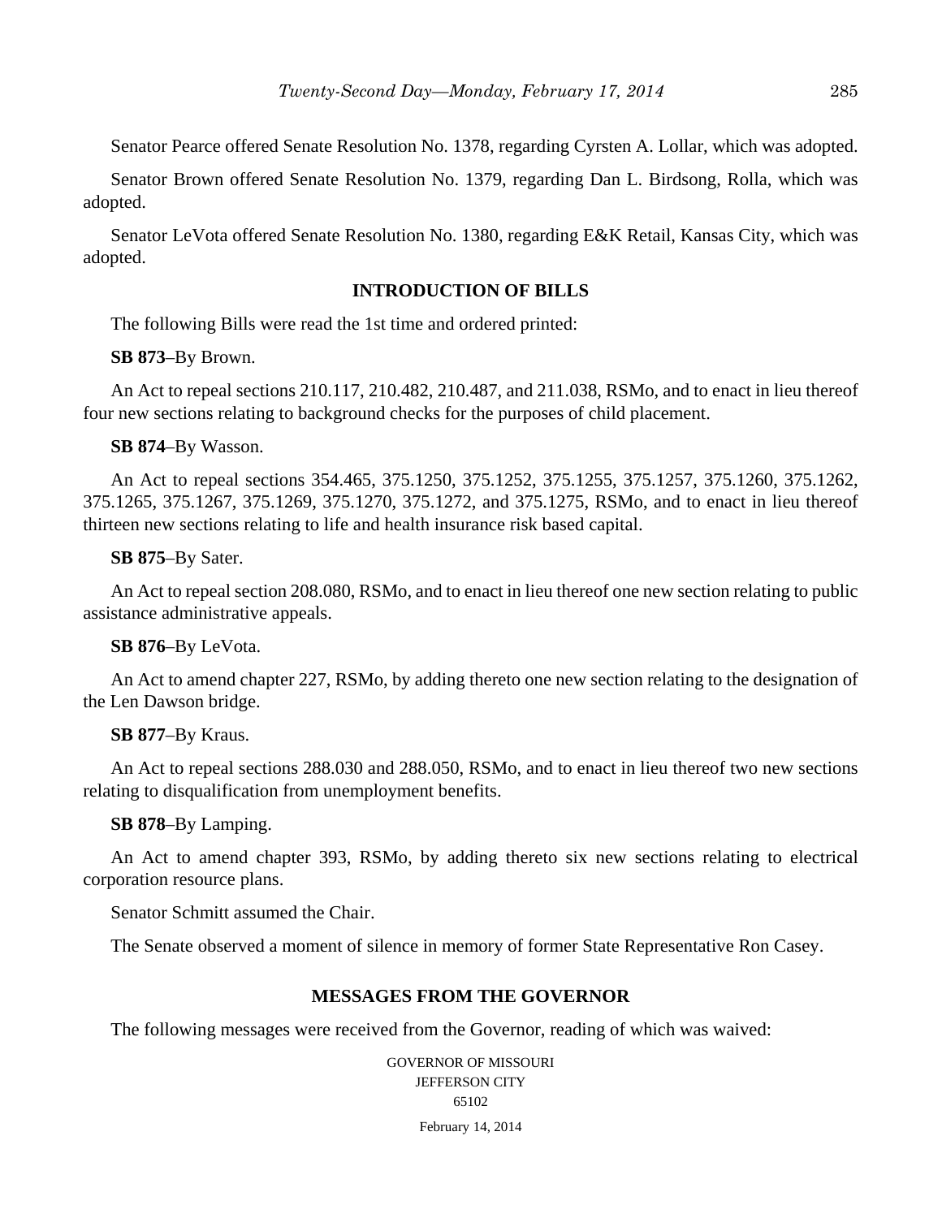Senator Pearce offered Senate Resolution No. 1378, regarding Cyrsten A. Lollar, which was adopted.

Senator Brown offered Senate Resolution No. 1379, regarding Dan L. Birdsong, Rolla, which was adopted.

Senator LeVota offered Senate Resolution No. 1380, regarding E&K Retail, Kansas City, which was adopted.

## INTRODUCTION OF BILLS

The following Bills were read the 1st time and ordered printed:

**SB 873**–By Brown.

An Act to repeal sections 210.117, 210.482, 210.487, and 211.038, RSMo, and to enact in lieu thereof four new sections relating to background checks for the purposes of child placement.

**SB 874**–By Wasson.

An Act to repeal sections 354.465, 375.1250, 375.1252, 375.1255, 375.1257, 375.1260, 375.1262, 375.1265, 375.1267, 375.1269, 375.1270, 375.1272, and 375.1275, RSMo, and to enact in lieu thereof thirteen new sections relating to life and health insurance risk based capital.

**SB 875**–By Sater.

An Act to repeal section 208.080, RSMo, and to enact in lieu thereof one new section relating to public assistance administrative appeals.

**SB 876**–By LeVota.

An Act to amend chapter 227, RSMo, by adding thereto one new section relating to the designation of the Len Dawson bridge.

**SB 877**–By Kraus.

An Act to repeal sections 288.030 and 288.050, RSMo, and to enact in lieu thereof two new sections relating to disqualification from unemployment benefits.

**SB 878**–By Lamping.

An Act to amend chapter 393, RSMo, by adding thereto six new sections relating to electrical corporation resource plans.

Senator Schmitt assumed the Chair.

The Senate observed a moment of silence in memory of former State Representative Ron Casey.

## MESSAGES FROM THE GOVERNOR

The following messages were received from the Governor, reading of which was waived:

GOVERNOR OF MISSOURI
JEFFERSON CITY
65102

February 14, 2014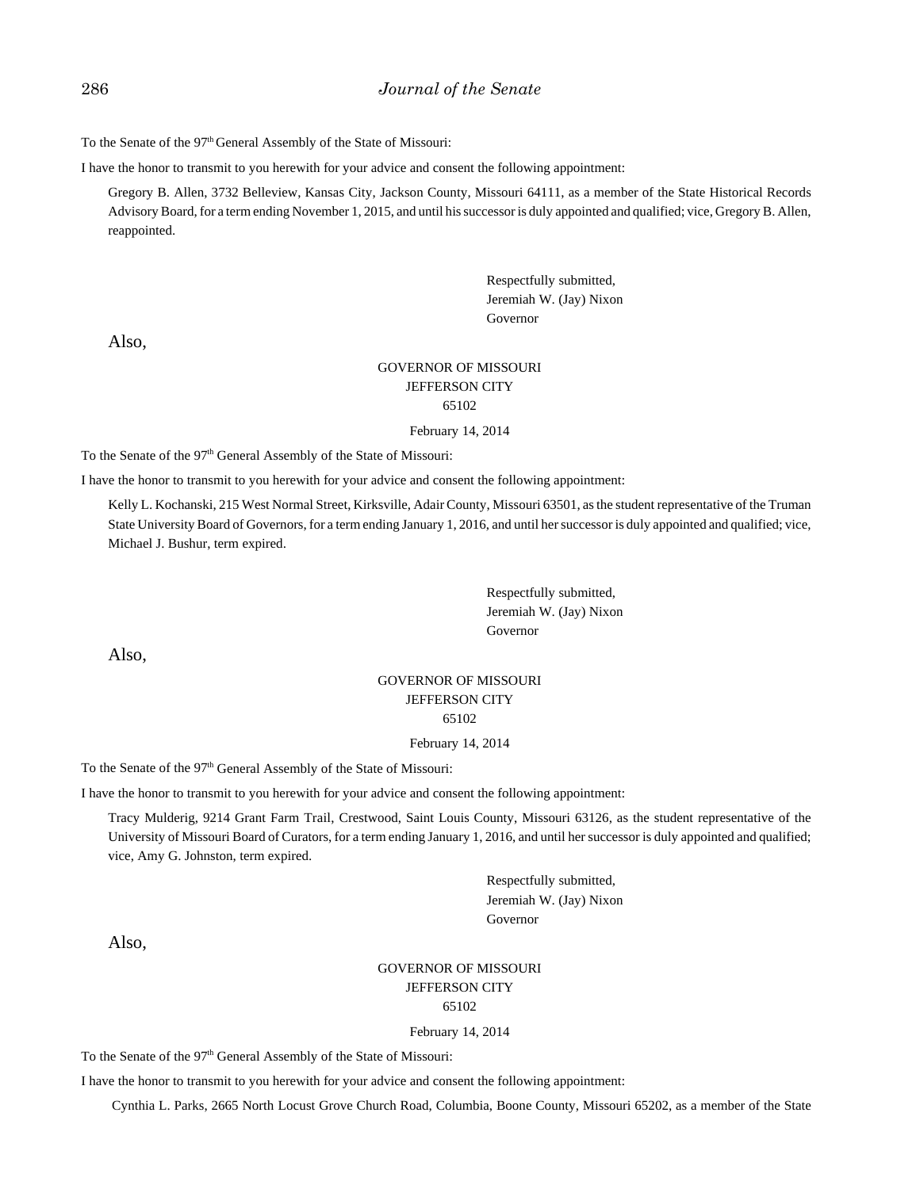To the Senate of the 97th General Assembly of the State of Missouri:

I have the honor to transmit to you herewith for your advice and consent the following appointment:

Gregory B. Allen, 3732 Belleview, Kansas City, Jackson County, Missouri 64111, as a member of the State Historical Records Advisory Board, for a term ending November 1, 2015, and until his successor is duly appointed and qualified; vice, Gregory B. Allen, reappointed.

Respectfully submitted,
Jeremiah W. (Jay) Nixon
Governor

Also,

GOVERNOR OF MISSOURI
JEFFERSON CITY
65102

February 14, 2014

To the Senate of the 97th General Assembly of the State of Missouri:

I have the honor to transmit to you herewith for your advice and consent the following appointment:

Kelly L. Kochanski, 215 West Normal Street, Kirksville, Adair County, Missouri 63501, as the student representative of the Truman State University Board of Governors, for a term ending January 1, 2016, and until her successor is duly appointed and qualified; vice, Michael J. Bushur, term expired.

Respectfully submitted,
Jeremiah W. (Jay) Nixon
Governor

Also,

GOVERNOR OF MISSOURI
JEFFERSON CITY
65102

February 14, 2014

To the Senate of the 97th General Assembly of the State of Missouri:

I have the honor to transmit to you herewith for your advice and consent the following appointment:

Tracy Mulderig, 9214 Grant Farm Trail, Crestwood, Saint Louis County, Missouri 63126, as the student representative of the University of Missouri Board of Curators, for a term ending January 1, 2016, and until her successor is duly appointed and qualified; vice, Amy G. Johnston, term expired.

Respectfully submitted,
Jeremiah W. (Jay) Nixon
Governor

Also,

GOVERNOR OF MISSOURI
JEFFERSON CITY
65102

February 14, 2014

To the Senate of the 97th General Assembly of the State of Missouri:

I have the honor to transmit to you herewith for your advice and consent the following appointment:

Cynthia L. Parks, 2665 North Locust Grove Church Road, Columbia, Boone County, Missouri 65202, as a member of the State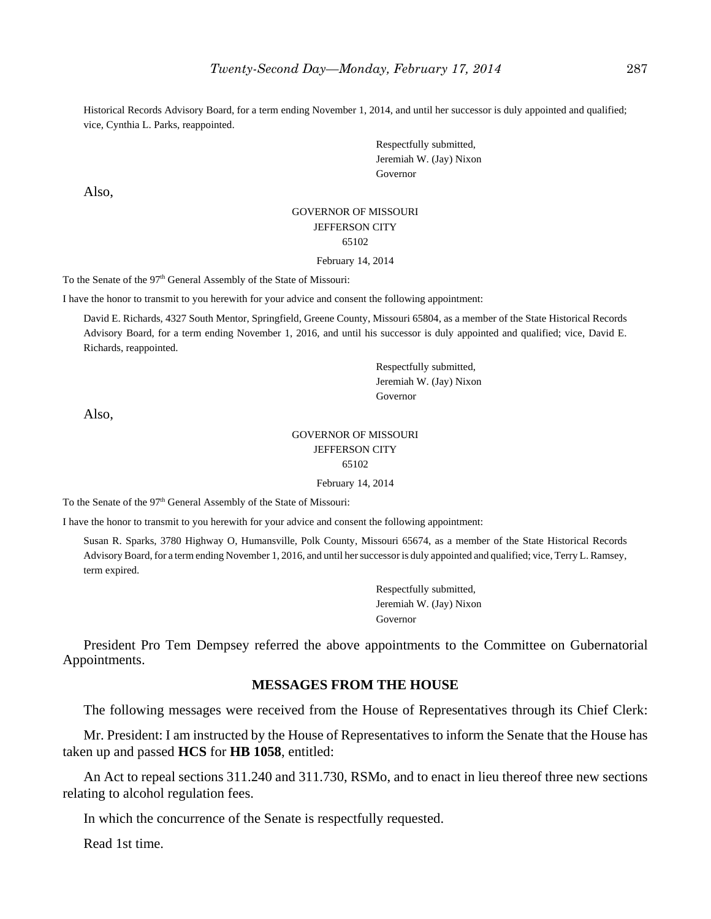Historical Records Advisory Board, for a term ending November 1, 2014, and until her successor is duly appointed and qualified; vice, Cynthia L. Parks, reappointed.

Respectfully submitted,
Jeremiah W. (Jay) Nixon
Governor

Also,

GOVERNOR OF MISSOURI
JEFFERSON CITY
65102

February 14, 2014

To the Senate of the 97th General Assembly of the State of Missouri:

I have the honor to transmit to you herewith for your advice and consent the following appointment:

David E. Richards, 4327 South Mentor, Springfield, Greene County, Missouri 65804, as a member of the State Historical Records Advisory Board, for a term ending November 1, 2016, and until his successor is duly appointed and qualified; vice, David E. Richards, reappointed.

Respectfully submitted,
Jeremiah W. (Jay) Nixon
Governor

Also,

GOVERNOR OF MISSOURI
JEFFERSON CITY
65102

February 14, 2014

To the Senate of the 97th General Assembly of the State of Missouri:

I have the honor to transmit to you herewith for your advice and consent the following appointment:

Susan R. Sparks, 3780 Highway O, Humansville, Polk County, Missouri 65674, as a member of the State Historical Records Advisory Board, for a term ending November 1, 2016, and until her successor is duly appointed and qualified; vice, Terry L. Ramsey, term expired.

Respectfully submitted,
Jeremiah W. (Jay) Nixon
Governor

President Pro Tem Dempsey referred the above appointments to the Committee on Gubernatorial Appointments.

## MESSAGES FROM THE HOUSE

The following messages were received from the House of Representatives through its Chief Clerk:

Mr. President: I am instructed by the House of Representatives to inform the Senate that the House has taken up and passed **HCS** for **HB 1058**, entitled:

An Act to repeal sections 311.240 and 311.730, RSMo, and to enact in lieu thereof three new sections relating to alcohol regulation fees.

In which the concurrence of the Senate is respectfully requested.

Read 1st time.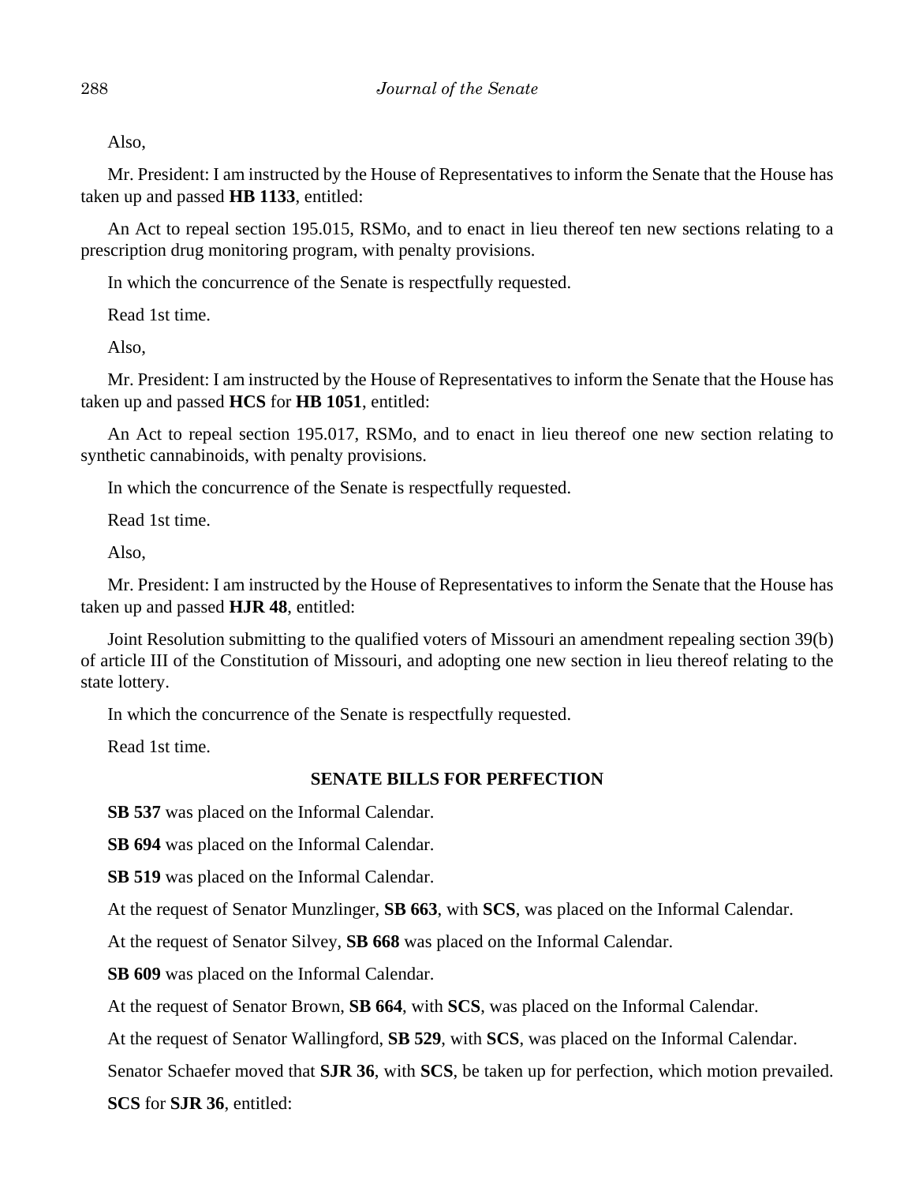Also,

Mr. President: I am instructed by the House of Representatives to inform the Senate that the House has taken up and passed **HB 1133**, entitled:

An Act to repeal section 195.015, RSMo, and to enact in lieu thereof ten new sections relating to a prescription drug monitoring program, with penalty provisions.

In which the concurrence of the Senate is respectfully requested.

Read 1st time.

Also,

Mr. President: I am instructed by the House of Representatives to inform the Senate that the House has taken up and passed **HCS** for **HB 1051**, entitled:

An Act to repeal section 195.017, RSMo, and to enact in lieu thereof one new section relating to synthetic cannabinoids, with penalty provisions.

In which the concurrence of the Senate is respectfully requested.

Read 1st time.

Also,

Mr. President: I am instructed by the House of Representatives to inform the Senate that the House has taken up and passed **HJR 48**, entitled:

Joint Resolution submitting to the qualified voters of Missouri an amendment repealing section 39(b) of article III of the Constitution of Missouri, and adopting one new section in lieu thereof relating to the state lottery.

In which the concurrence of the Senate is respectfully requested.

Read 1st time.

## SENATE BILLS FOR PERFECTION

**SB 537** was placed on the Informal Calendar.

**SB 694** was placed on the Informal Calendar.

**SB 519** was placed on the Informal Calendar.

At the request of Senator Munzlinger, **SB 663**, with **SCS**, was placed on the Informal Calendar.

At the request of Senator Silvey, **SB 668** was placed on the Informal Calendar.

**SB 609** was placed on the Informal Calendar.

At the request of Senator Brown, **SB 664**, with **SCS**, was placed on the Informal Calendar.

At the request of Senator Wallingford, **SB 529**, with **SCS**, was placed on the Informal Calendar.

Senator Schaefer moved that **SJR 36**, with **SCS**, be taken up for perfection, which motion prevailed.

**SCS** for **SJR 36**, entitled: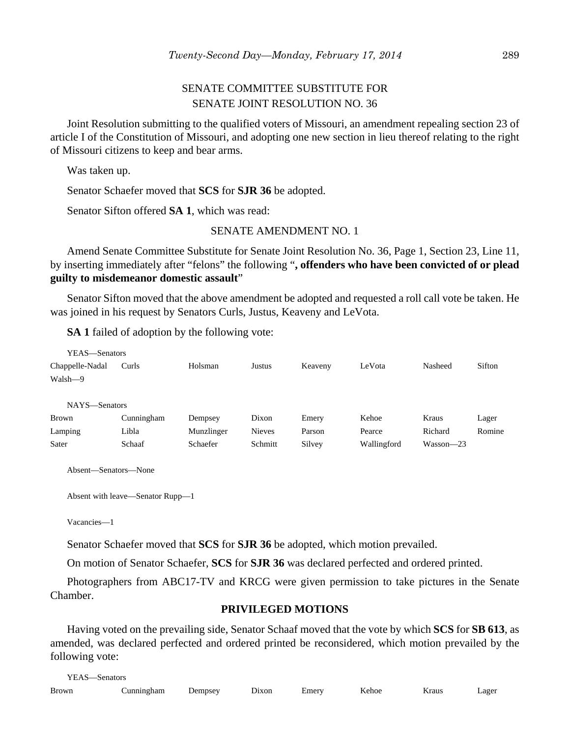SENATE COMMITTEE SUBSTITUTE FOR
SENATE JOINT RESOLUTION NO. 36

Joint Resolution submitting to the qualified voters of Missouri, an amendment repealing section 23 of article I of the Constitution of Missouri, and adopting one new section in lieu thereof relating to the right of Missouri citizens to keep and bear arms.

Was taken up.

Senator Schaefer moved that **SCS** for **SJR 36** be adopted.

Senator Sifton offered **SA 1**, which was read:

SENATE AMENDMENT NO. 1

Amend Senate Committee Substitute for Senate Joint Resolution No. 36, Page 1, Section 23, Line 11, by inserting immediately after "felons" the following "**, offenders who have been convicted of or plead guilty to misdemeanor domestic assault**"

Senator Sifton moved that the above amendment be adopted and requested a roll call vote be taken. He was joined in his request by Senators Curls, Justus, Keaveny and LeVota.

**SA 1** failed of adoption by the following vote:

YEAS—Senators

| | | | | | | | |
|---|---|---|---|---|---|---|---|
| Chappelle-Nadal | Curls | Holsman | Justus | Keaveny | LeVota | Nasheed | Sifton |
| Walsh—9 | | | | | | | |

NAYS—Senators

| | | | | | | | |
|---|---|---|---|---|---|---|---|
| Brown | Cunningham | Dempsey | Dixon | Emery | Kehoe | Kraus | Lager |
| Lamping | Libla | Munzlinger | Nieves | Parson | Pearce | Richard | Romine |
| Sater | Schaaf | Schaefer | Schmitt | Silvey | Wallingford | Wasson—23 | |

Absent—Senators—None

Absent with leave—Senator Rupp—1

Vacancies—1

Senator Schaefer moved that **SCS** for **SJR 36** be adopted, which motion prevailed.

On motion of Senator Schaefer, **SCS** for **SJR 36** was declared perfected and ordered printed.

Photographers from ABC17-TV and KRCG were given permission to take pictures in the Senate Chamber.

## PRIVILEGED MOTIONS

Having voted on the prevailing side, Senator Schaaf moved that the vote by which **SCS** for **SB 613**, as amended, was declared perfected and ordered printed be reconsidered, which motion prevailed by the following vote:

YEAS—Senators

| | | | | | | | |
|---|---|---|---|---|---|---|---|
| Brown | Cunningham | Dempsey | Dixon | Emery | Kehoe | Kraus | Lager |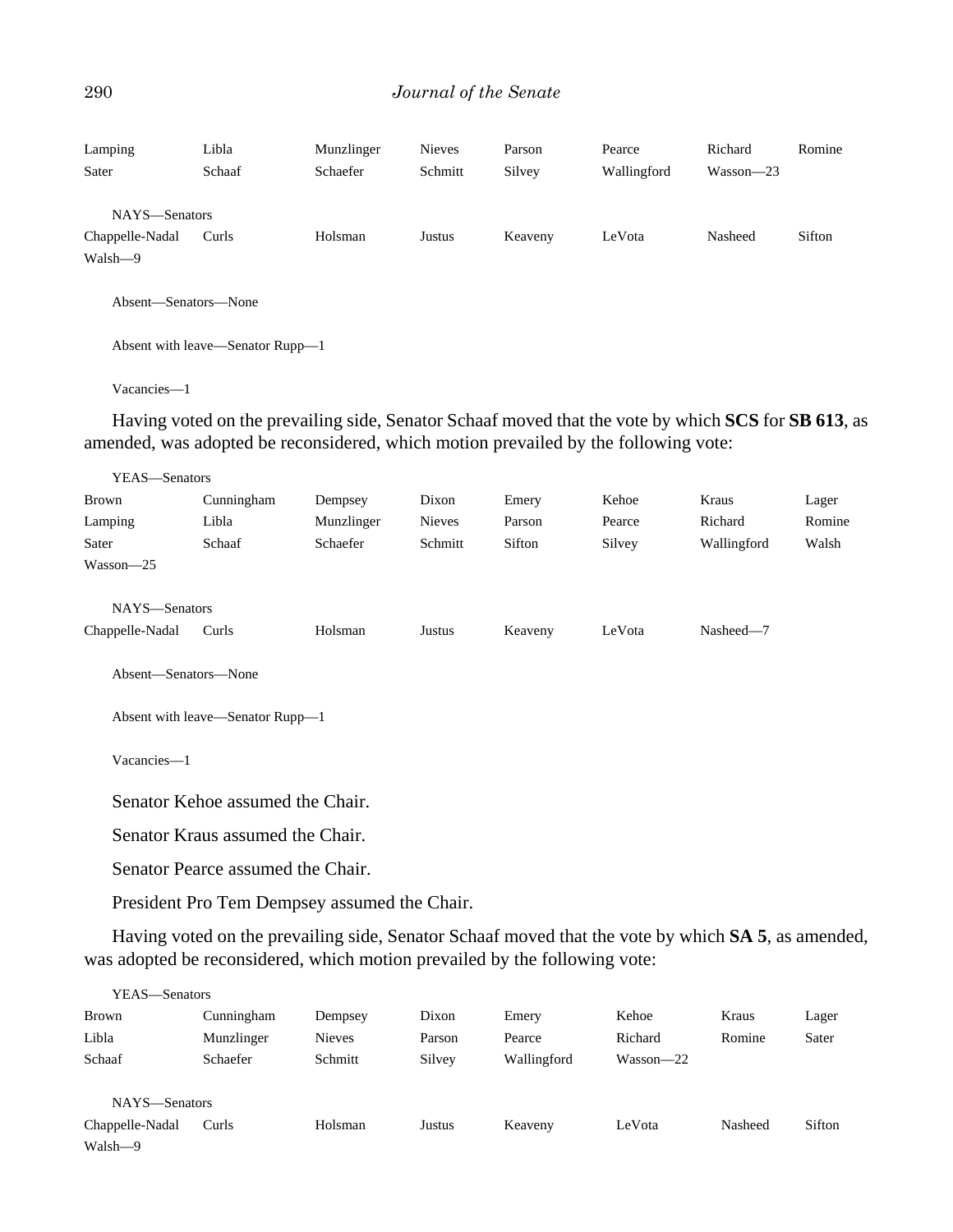| Lamping | Libla | Munzlinger | Nieves | Parson | Pearce | Richard | Romine |
|---|---|---|---|---|---|---|---|
| Sater | Schaaf | Schaefer | Schmitt | Silvey | Wallingford | Wasson—23 | |

NAYS—Senators

| Chappelle-Nadal | Curls | Holsman | Justus | Keaveny | LeVota | Nasheed | Sifton |
|---|---|---|---|---|---|---|---|
| Walsh—9 | | | | | | | |

Absent—Senators—None

Absent with leave—Senator Rupp—1

Vacancies—1

Having voted on the prevailing side, Senator Schaaf moved that the vote by which **SCS** for **SB 613**, as amended, was adopted be reconsidered, which motion prevailed by the following vote:

YEAS—Senators

| Brown | Cunningham | Dempsey | Dixon | Emery | Kehoe | Kraus | Lager |
|---|---|---|---|---|---|---|---|
| Lamping | Libla | Munzlinger | Nieves | Parson | Pearce | Richard | Romine |
| Sater | Schaaf | Schaefer | Schmitt | Sifton | Silvey | Wallingford | Walsh |
| Wasson—25 | | | | | | | |

NAYS—Senators

| Chappelle-Nadal | Curls | Holsman | Justus | Keaveny | LeVota | Nasheed—7 |
|---|---|---|---|---|---|---|

Absent—Senators—None

Absent with leave—Senator Rupp—1

Vacancies—1

Senator Kehoe assumed the Chair.

Senator Kraus assumed the Chair.

Senator Pearce assumed the Chair.

President Pro Tem Dempsey assumed the Chair.

Having voted on the prevailing side, Senator Schaaf moved that the vote by which **SA 5**, as amended, was adopted be reconsidered, which motion prevailed by the following vote:

YEAS—Senators

| Brown | Cunningham | Dempsey | Dixon | Emery | Kehoe | Kraus | Lager |
|---|---|---|---|---|---|---|---|
| Libla | Munzlinger | Nieves | Parson | Pearce | Richard | Romine | Sater |
| Schaaf | Schaefer | Schmitt | Silvey | Wallingford | Wasson—22 | | |

NAYS—Senators

| Chappelle-Nadal | Curls | Holsman | Justus | Keaveny | LeVota | Nasheed | Sifton |
|---|---|---|---|---|---|---|---|
| Walsh—9 | | | | | | | |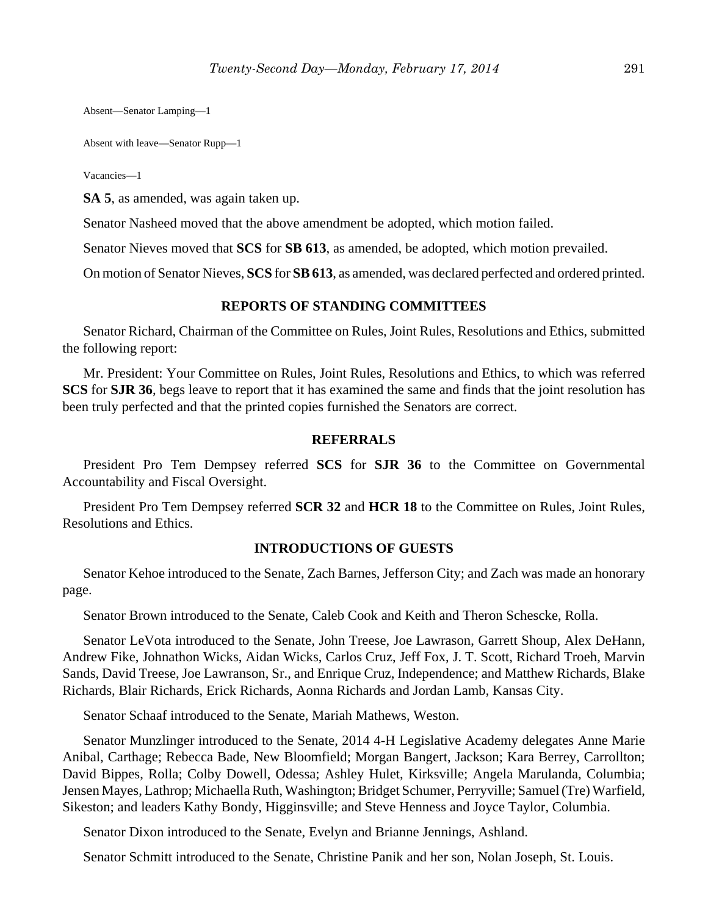Absent—Senator Lamping—1

Absent with leave—Senator Rupp—1

Vacancies—1

**SA 5**, as amended, was again taken up.

Senator Nasheed moved that the above amendment be adopted, which motion failed.

Senator Nieves moved that **SCS** for **SB 613**, as amended, be adopted, which motion prevailed.

On motion of Senator Nieves, **SCS** for **SB 613**, as amended, was declared perfected and ordered printed.

## REPORTS OF STANDING COMMITTEES

Senator Richard, Chairman of the Committee on Rules, Joint Rules, Resolutions and Ethics, submitted the following report:

Mr. President: Your Committee on Rules, Joint Rules, Resolutions and Ethics, to which was referred **SCS** for **SJR 36**, begs leave to report that it has examined the same and finds that the joint resolution has been truly perfected and that the printed copies furnished the Senators are correct.

## REFERRALS

President Pro Tem Dempsey referred **SCS** for **SJR 36** to the Committee on Governmental Accountability and Fiscal Oversight.

President Pro Tem Dempsey referred **SCR 32** and **HCR 18** to the Committee on Rules, Joint Rules, Resolutions and Ethics.

## INTRODUCTIONS OF GUESTS

Senator Kehoe introduced to the Senate, Zach Barnes, Jefferson City; and Zach was made an honorary page.

Senator Brown introduced to the Senate, Caleb Cook and Keith and Theron Schescke, Rolla.

Senator LeVota introduced to the Senate, John Treese, Joe Lawrason, Garrett Shoup, Alex DeHann, Andrew Fike, Johnathon Wicks, Aidan Wicks, Carlos Cruz, Jeff Fox, J. T. Scott, Richard Troeh, Marvin Sands, David Treese, Joe Lawranson, Sr., and Enrique Cruz, Independence; and Matthew Richards, Blake Richards, Blair Richards, Erick Richards, Aonna Richards and Jordan Lamb, Kansas City.

Senator Schaaf introduced to the Senate, Mariah Mathews, Weston.

Senator Munzlinger introduced to the Senate, 2014 4-H Legislative Academy delegates Anne Marie Anibal, Carthage; Rebecca Bade, New Bloomfield; Morgan Bangert, Jackson; Kara Berrey, Carrollton; David Bippes, Rolla; Colby Dowell, Odessa; Ashley Hulet, Kirksville; Angela Marulanda, Columbia; Jensen Mayes, Lathrop; Michaella Ruth, Washington; Bridget Schumer, Perryville; Samuel (Tre) Warfield, Sikeston; and leaders Kathy Bondy, Higginsville; and Steve Henness and Joyce Taylor, Columbia.

Senator Dixon introduced to the Senate, Evelyn and Brianne Jennings, Ashland.

Senator Schmitt introduced to the Senate, Christine Panik and her son, Nolan Joseph, St. Louis.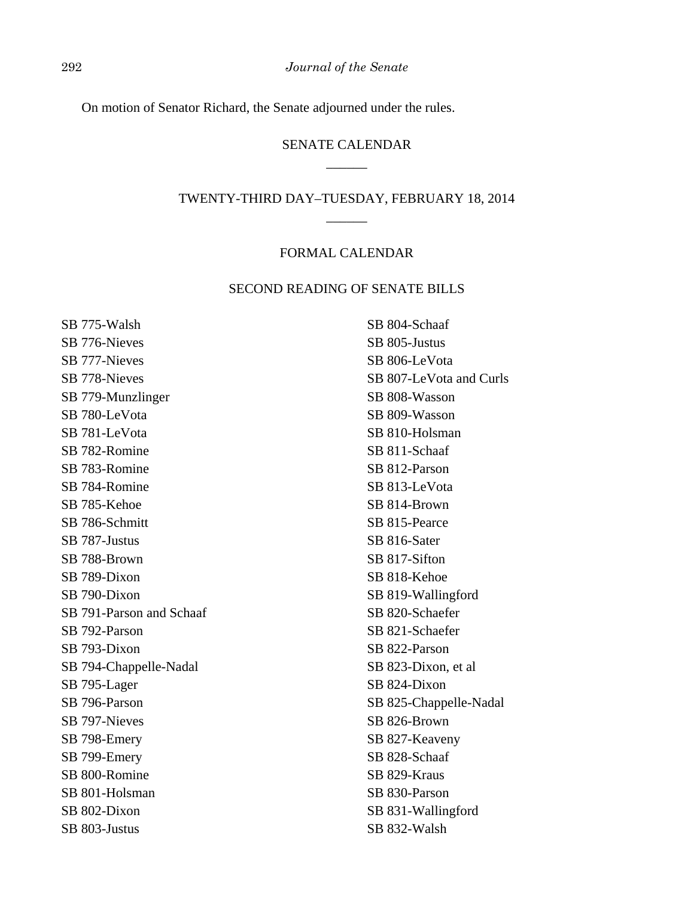On motion of Senator Richard, the Senate adjourned under the rules.

## SENATE CALENDAR

______

## TWENTY-THIRD DAY–TUESDAY, FEBRUARY 18, 2014

______

### FORMAL CALENDAR

### SECOND READING OF SENATE BILLS

SB 775-Walsh
SB 776-Nieves
SB 777-Nieves
SB 778-Nieves
SB 779-Munzlinger
SB 780-LeVota
SB 781-LeVota
SB 782-Romine
SB 783-Romine
SB 784-Romine
SB 785-Kehoe
SB 786-Schmitt
SB 787-Justus
SB 788-Brown
SB 789-Dixon
SB 790-Dixon
SB 791-Parson and Schaaf
SB 792-Parson
SB 793-Dixon
SB 794-Chappelle-Nadal
SB 795-Lager
SB 796-Parson
SB 797-Nieves
SB 798-Emery
SB 799-Emery
SB 800-Romine
SB 801-Holsman
SB 802-Dixon
SB 803-Justus
SB 804-Schaaf
SB 805-Justus
SB 806-LeVota
SB 807-LeVota and Curls
SB 808-Wasson
SB 809-Wasson
SB 810-Holsman
SB 811-Schaaf
SB 812-Parson
SB 813-LeVota
SB 814-Brown
SB 815-Pearce
SB 816-Sater
SB 817-Sifton
SB 818-Kehoe
SB 819-Wallingford
SB 820-Schaefer
SB 821-Schaefer
SB 822-Parson
SB 823-Dixon, et al
SB 824-Dixon
SB 825-Chappelle-Nadal
SB 826-Brown
SB 827-Keaveny
SB 828-Schaaf
SB 829-Kraus
SB 830-Parson
SB 831-Wallingford
SB 832-Walsh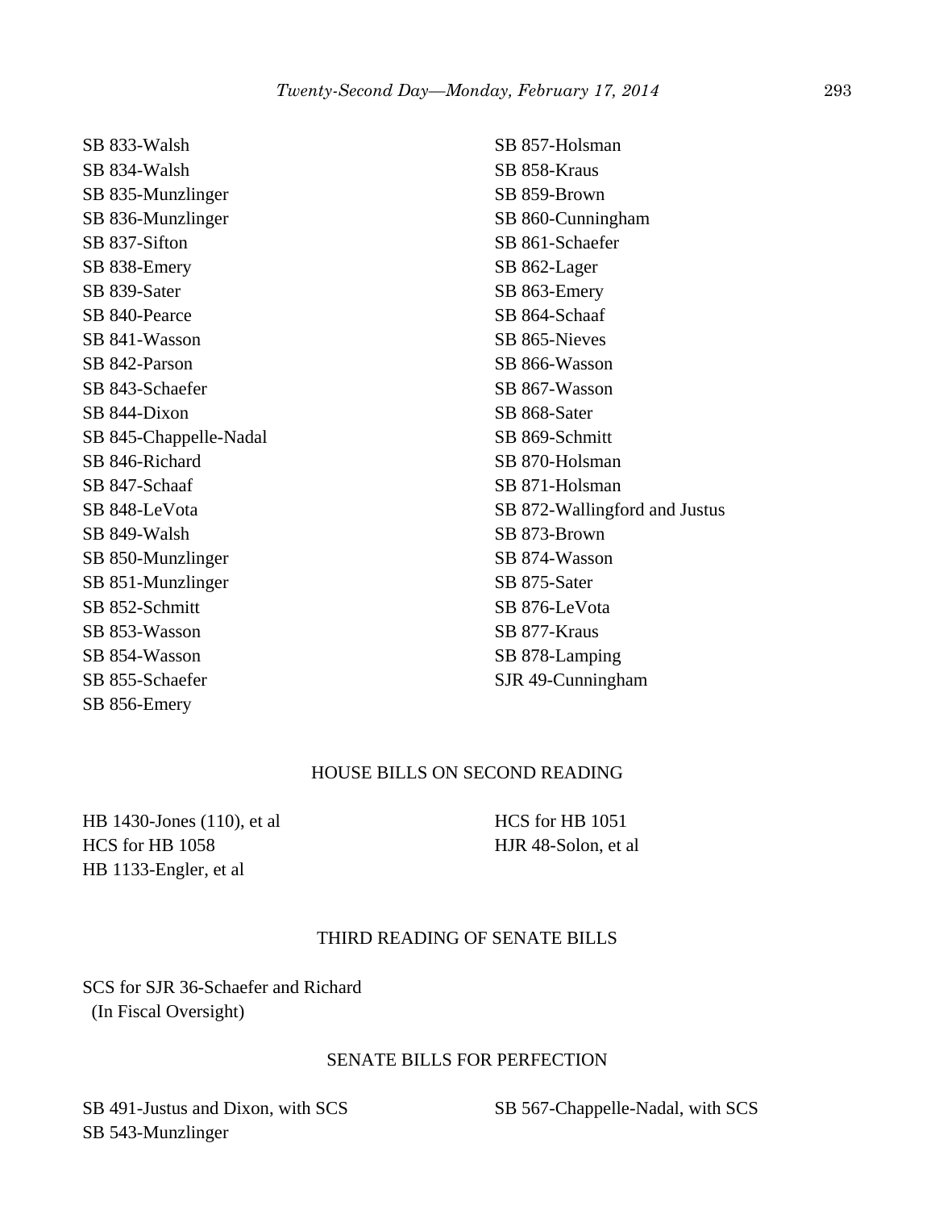SB 833-Walsh
SB 834-Walsh
SB 835-Munzlinger
SB 836-Munzlinger
SB 837-Sifton
SB 838-Emery
SB 839-Sater
SB 840-Pearce
SB 841-Wasson
SB 842-Parson
SB 843-Schaefer
SB 844-Dixon
SB 845-Chappelle-Nadal
SB 846-Richard
SB 847-Schaaf
SB 848-LeVota
SB 849-Walsh
SB 850-Munzlinger
SB 851-Munzlinger
SB 852-Schmitt
SB 853-Wasson
SB 854-Wasson
SB 855-Schaefer
SB 856-Emery
SB 857-Holsman
SB 858-Kraus
SB 859-Brown
SB 860-Cunningham
SB 861-Schaefer
SB 862-Lager
SB 863-Emery
SB 864-Schaaf
SB 865-Nieves
SB 866-Wasson
SB 867-Wasson
SB 868-Sater
SB 869-Schmitt
SB 870-Holsman
SB 871-Holsman
SB 872-Wallingford and Justus
SB 873-Brown
SB 874-Wasson
SB 875-Sater
SB 876-LeVota
SB 877-Kraus
SB 878-Lamping
SJR 49-Cunningham

## HOUSE BILLS ON SECOND READING

HB 1430-Jones (110), et al
HCS for HB 1058
HB 1133-Engler, et al
HCS for HB 1051
HJR 48-Solon, et al

## THIRD READING OF SENATE BILLS

SCS for SJR 36-Schaefer and Richard
(In Fiscal Oversight)

## SENATE BILLS FOR PERFECTION

SB 491-Justus and Dixon, with SCS
SB 543-Munzlinger
SB 567-Chappelle-Nadal, with SCS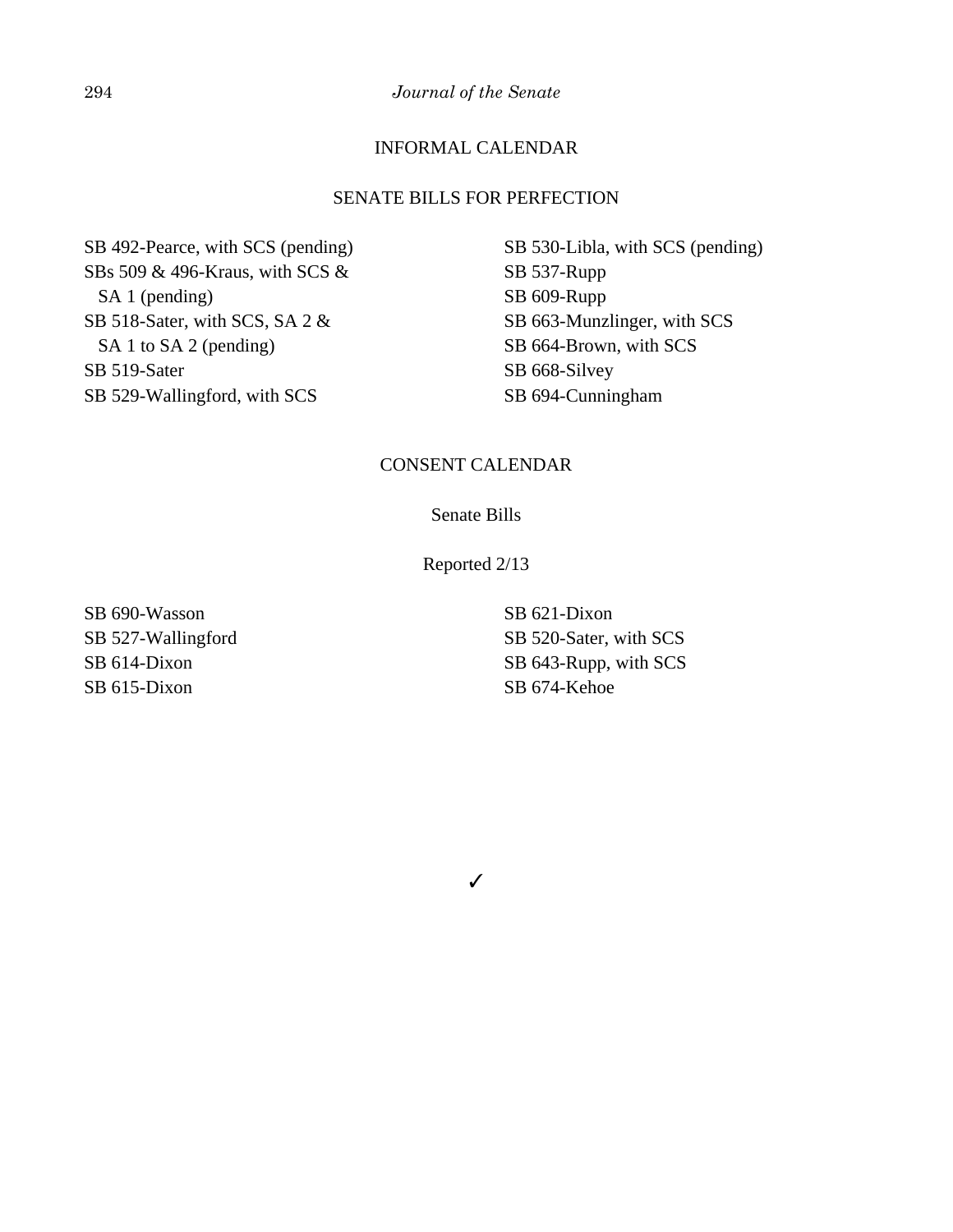## INFORMAL CALENDAR

### SENATE BILLS FOR PERFECTION

SB 492-Pearce, with SCS (pending)
SBs 509 & 496-Kraus, with SCS & SA 1 (pending)
SB 518-Sater, with SCS, SA 2 & SA 1 to SA 2 (pending)
SB 519-Sater
SB 529-Wallingford, with SCS
SB 530-Libla, with SCS (pending)
SB 537-Rupp
SB 609-Rupp
SB 663-Munzlinger, with SCS
SB 664-Brown, with SCS
SB 668-Silvey
SB 694-Cunningham

## CONSENT CALENDAR

### Senate Bills

Reported 2/13

SB 690-Wasson
SB 527-Wallingford
SB 614-Dixon
SB 615-Dixon
SB 621-Dixon
SB 520-Sater, with SCS
SB 643-Rupp, with SCS
SB 674-Kehoe

✓